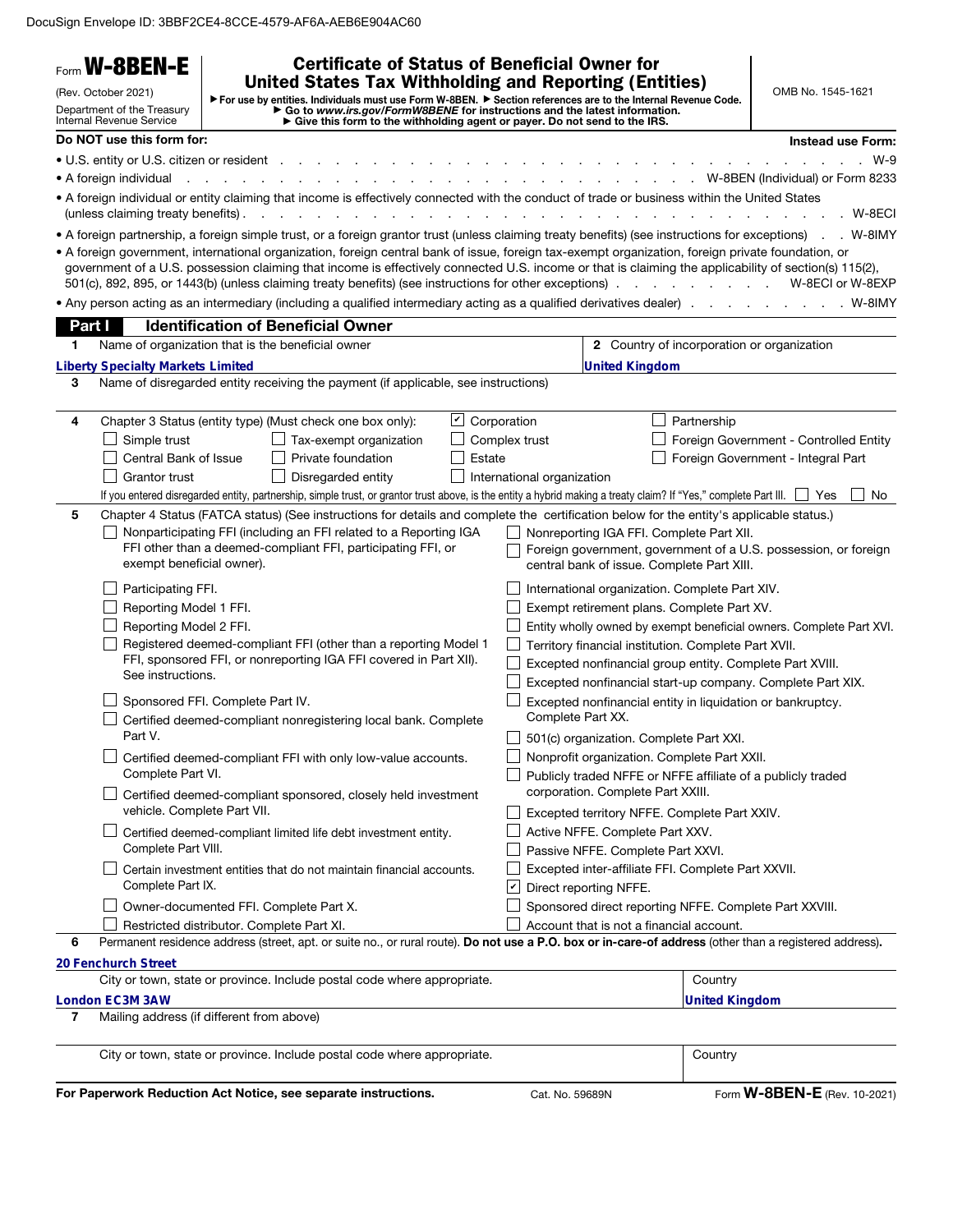DocuSign Envelope ID: 3BBF2CE4-8CCE-4579-AF6A-AEB6E904AC60

Form **W-8BEN-E**

(Rev. October 2021)

Department of the Treasury
Internal Revenue Service

# Certificate of Status of Beneficial Owner for United States Tax Withholding and Reporting (Entities)

▶ For use by entities. Individuals must use Form W-8BEN. ▶ Section references are to the Internal Revenue Code.
▶ Go to *www.irs.gov/FormW8BENE* for instructions and the latest information.
▶ Give this form to the withholding agent or payer. Do not send to the IRS.

OMB No. 1545-1621

| **Do NOT use this form for:** | **Instead use Form:** |
|---|---|
| • U.S. entity or U.S. citizen or resident | W-9 |
| • A foreign individual | W-8BEN (Individual) or Form 8233 |
| • A foreign individual or entity claiming that income is effectively connected with the conduct of trade or business within the United States (unless claiming treaty benefits) | W-8ECI |
| • A foreign partnership, a foreign simple trust, or a foreign grantor trust (unless claiming treaty benefits) (see instructions for exceptions) | W-8IMY |
| • A foreign government, international organization, foreign central bank of issue, foreign tax-exempt organization, foreign private foundation, or government of a U.S. possession claiming that income is effectively connected U.S. income or that is claiming the applicability of section(s) 115(2), 501(c), 892, 895, or 1443(b) (unless claiming treaty benefits) (see instructions for other exceptions) | W-8ECI or W-8EXP |
| • Any person acting as an intermediary (including a qualified intermediary acting as a qualified derivatives dealer) | W-8IMY |

## Part I Identification of Beneficial Owner

**1** Name of organization that is the beneficial owner: Liberty Specialty Markets Limited

**2** Country of incorporation or organization: United Kingdom

**3** Name of disregarded entity receiving the payment (if applicable, see instructions)

**4** Chapter 3 Status (entity type) (Must check one box only):

- ☑ Corporation
- ☐ Partnership
- ☐ Simple trust
- ☐ Tax-exempt organization
- ☐ Complex trust
- ☐ Foreign Government - Controlled Entity
- ☐ Central Bank of Issue
- ☐ Private foundation
- ☐ Estate
- ☐ Foreign Government - Integral Part
- ☐ Grantor trust
- ☐ Disregarded entity
- ☐ International organization

If you entered disregarded entity, partnership, simple trust, or grantor trust above, is the entity a hybrid making a treaty claim? If "Yes," complete Part III. ☐ Yes ☐ No

**5** Chapter 4 Status (FATCA status) (See instructions for details and complete the certification below for the entity's applicable status.)

- ☐ Nonparticipating FFI (including an FFI related to a Reporting IGA FFI other than a deemed-compliant FFI, participating FFI, or exempt beneficial owner).
- ☐ Participating FFI.
- ☐ Reporting Model 1 FFI.
- ☐ Reporting Model 2 FFI.
- ☐ Registered deemed-compliant FFI (other than a reporting Model 1 FFI, sponsored FFI, or nonreporting IGA FFI covered in Part XII). See instructions.
- ☐ Sponsored FFI. Complete Part IV.
- ☐ Certified deemed-compliant nonregistering local bank. Complete Part V.
- ☐ Certified deemed-compliant FFI with only low-value accounts. Complete Part VI.
- ☐ Certified deemed-compliant sponsored, closely held investment vehicle. Complete Part VII.
- ☐ Certified deemed-compliant limited life debt investment entity. Complete Part VIII.
- ☐ Certain investment entities that do not maintain financial accounts. Complete Part IX.
- ☐ Owner-documented FFI. Complete Part X.
- ☐ Restricted distributor. Complete Part XI.
- ☐ Nonreporting IGA FFI. Complete Part XII.
- ☐ Foreign government, government of a U.S. possession, or foreign central bank of issue. Complete Part XIII.
- ☐ International organization. Complete Part XIV.
- ☐ Exempt retirement plans. Complete Part XV.
- ☐ Entity wholly owned by exempt beneficial owners. Complete Part XVI.
- ☐ Territory financial institution. Complete Part XVII.
- ☐ Excepted nonfinancial group entity. Complete Part XVIII.
- ☐ Excepted nonfinancial start-up company. Complete Part XIX.
- ☐ Excepted nonfinancial entity in liquidation or bankruptcy. Complete Part XX.
- ☐ 501(c) organization. Complete Part XXI.
- ☐ Nonprofit organization. Complete Part XXII.
- ☐ Publicly traded NFFE or NFFE affiliate of a publicly traded corporation. Complete Part XXIII.
- ☐ Excepted territory NFFE. Complete Part XXIV.
- ☐ Active NFFE. Complete Part XXV.
- ☐ Passive NFFE. Complete Part XXVI.
- ☐ Excepted inter-affiliate FFI. Complete Part XXVII.
- ☑ Direct reporting NFFE.
- ☐ Sponsored direct reporting NFFE. Complete Part XXVIII.
- ☐ Account that is not a financial account.

**6** Permanent residence address (street, apt. or suite no., or rural route). **Do not use a P.O. box or in-care-of address** (other than a registered address).

20 Fenchurch Street

City or town, state or province. Include postal code where appropriate: London EC3M 3AW

Country: United Kingdom

**7** Mailing address (if different from above)

City or town, state or province. Include postal code where appropriate.

Country

**For Paperwork Reduction Act Notice, see separate instructions.** Cat. No. 59689N Form **W-8BEN-E** (Rev. 10-2021)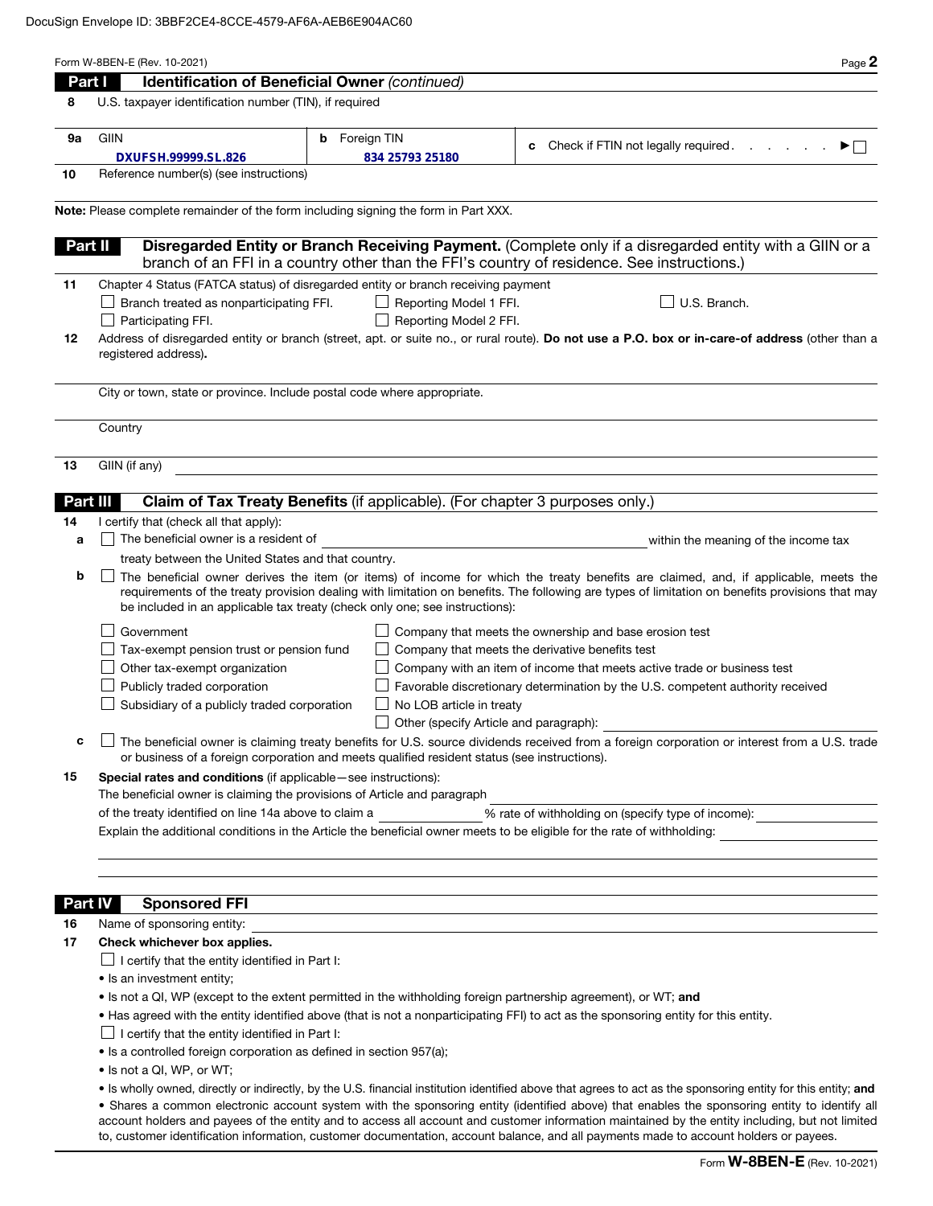DocuSign Envelope ID: 3BBF2CE4-8CCE-4579-AF6A-AEB6E904AC60

## Part I Identification of Beneficial Owner *(continued)*

**8** U.S. taxpayer identification number (TIN), if required

| | | |
|---|---|---|
| **9a** GIIN DXUFSH.99999.SL.826 | **b** Foreign TIN 834 25793 25180 | **c** Check if FTIN not legally required . . . . . . ▶ ☐ |

**10** Reference number(s) (see instructions)

**Note:** Please complete remainder of the form including signing the form in Part XXX.

## Part II Disregarded Entity or Branch Receiving Payment.

(Complete only if a disregarded entity with a GIIN or a branch of an FFI in a country other than the FFI's country of residence. See instructions.)

**11** Chapter 4 Status (FATCA status) of disregarded entity or branch receiving payment

- ☐ Branch treated as nonparticipating FFI.
- ☐ Reporting Model 1 FFI.
- ☐ U.S. Branch.
- ☐ Participating FFI.
- ☐ Reporting Model 2 FFI.

**12** Address of disregarded entity or branch (street, apt. or suite no., or rural route). **Do not use a P.O. box or in-care-of address** (other than a registered address).

City or town, state or province. Include postal code where appropriate.

Country

**13** GIIN (if any)

## Part III Claim of Tax Treaty Benefits (if applicable). (For chapter 3 purposes only.)

**14** I certify that (check all that apply):

**a** ☐ The beneficial owner is a resident of ______________________ within the meaning of the income tax treaty between the United States and that country.

**b** ☐ The beneficial owner derives the item (or items) of income for which the treaty benefits are claimed, and, if applicable, meets the requirements of the treaty provision dealing with limitation on benefits. The following are types of limitation on benefits provisions that may be included in an applicable tax treaty (check only one; see instructions):

- ☐ Government
- ☐ Tax-exempt pension trust or pension fund
- ☐ Other tax-exempt organization
- ☐ Publicly traded corporation
- ☐ Subsidiary of a publicly traded corporation
- ☐ Company that meets the ownership and base erosion test
- ☐ Company that meets the derivative benefits test
- ☐ Company with an item of income that meets active trade or business test
- ☐ Favorable discretionary determination by the U.S. competent authority received
- ☐ No LOB article in treaty
- ☐ Other (specify Article and paragraph): ______________________

**c** ☐ The beneficial owner is claiming treaty benefits for U.S. source dividends received from a foreign corporation or interest from a U.S. trade or business of a foreign corporation and meets qualified resident status (see instructions).

**15** **Special rates and conditions** (if applicable—see instructions):

The beneficial owner is claiming the provisions of Article and paragraph ______________________

of the treaty identified on line 14a above to claim a __________ % rate of withholding on (specify type of income): ______________________

Explain the additional conditions in the Article the beneficial owner meets to be eligible for the rate of withholding: ______________________

## Part IV Sponsored FFI

**16** Name of sponsoring entity: ______________________

**17** **Check whichever box applies.**

☐ I certify that the entity identified in Part I:

- Is an investment entity;
- Is not a QI, WP (except to the extent permitted in the withholding foreign partnership agreement), or WT; **and**
- Has agreed with the entity identified above (that is not a nonparticipating FFI) to act as the sponsoring entity for this entity.

☐ I certify that the entity identified in Part I:

- Is a controlled foreign corporation as defined in section 957(a);
- Is not a QI, WP, or WT;
- Is wholly owned, directly or indirectly, by the U.S. financial institution identified above that agrees to act as the sponsoring entity for this entity; **and**
- Shares a common electronic account system with the sponsoring entity (identified above) that enables the sponsoring entity to identify all account holders and payees of the entity and to access all account and customer information maintained by the entity including, but not limited to, customer identification information, customer documentation, account balance, and all payments made to account holders or payees.

Form **W-8BEN-E** (Rev. 10-2021)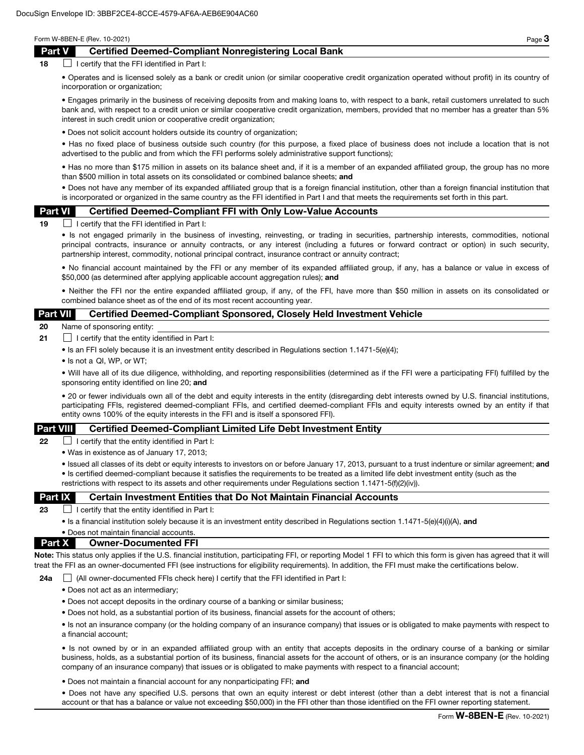## Part V Certified Deemed-Compliant Nonregistering Local Bank

**18** ☐ I certify that the FFI identified in Part I:

- Operates and is licensed solely as a bank or credit union (or similar cooperative credit organization operated without profit) in its country of incorporation or organization;
- Engages primarily in the business of receiving deposits from and making loans to, with respect to a bank, retail customers unrelated to such bank and, with respect to a credit union or similar cooperative credit organization, members, provided that no member has a greater than 5% interest in such credit union or cooperative credit organization;
- Does not solicit account holders outside its country of organization;
- Has no fixed place of business outside such country (for this purpose, a fixed place of business does not include a location that is not advertised to the public and from which the FFI performs solely administrative support functions);
- Has no more than $175 million in assets on its balance sheet and, if it is a member of an expanded affiliated group, the group has no more than $500 million in total assets on its consolidated or combined balance sheets; **and**
- Does not have any member of its expanded affiliated group that is a foreign financial institution, other than a foreign financial institution that is incorporated or organized in the same country as the FFI identified in Part I and that meets the requirements set forth in this part.

## Part VI Certified Deemed-Compliant FFI with Only Low-Value Accounts

**19** ☐ I certify that the FFI identified in Part I:

- Is not engaged primarily in the business of investing, reinvesting, or trading in securities, partnership interests, commodities, notional principal contracts, insurance or annuity contracts, or any interest (including a futures or forward contract or option) in such security, partnership interest, commodity, notional principal contract, insurance contract or annuity contract;
- No financial account maintained by the FFI or any member of its expanded affiliated group, if any, has a balance or value in excess of $50,000 (as determined after applying applicable account aggregation rules); **and**
- Neither the FFI nor the entire expanded affiliated group, if any, of the FFI, have more than $50 million in assets on its consolidated or combined balance sheet as of the end of its most recent accounting year.

## Part VII Certified Deemed-Compliant Sponsored, Closely Held Investment Vehicle

**20** Name of sponsoring entity:

**21** ☐ I certify that the entity identified in Part I:

- Is an FFI solely because it is an investment entity described in Regulations section 1.1471-5(e)(4);
- Is not a QI, WP, or WT;
- Will have all of its due diligence, withholding, and reporting responsibilities (determined as if the FFI were a participating FFI) fulfilled by the sponsoring entity identified on line 20; **and**
- 20 or fewer individuals own all of the debt and equity interests in the entity (disregarding debt interests owned by U.S. financial institutions, participating FFIs, registered deemed-compliant FFIs, and certified deemed-compliant FFIs and equity interests owned by an entity if that entity owns 100% of the equity interests in the FFI and is itself a sponsored FFI).

## Part VIII Certified Deemed-Compliant Limited Life Debt Investment Entity

**22** ☐ I certify that the entity identified in Part I:

- Was in existence as of January 17, 2013;
- Issued all classes of its debt or equity interests to investors on or before January 17, 2013, pursuant to a trust indenture or similar agreement; **and**
- Is certified deemed-compliant because it satisfies the requirements to be treated as a limited life debt investment entity (such as the restrictions with respect to its assets and other requirements under Regulations section 1.1471-5(f)(2)(iv)).

## Part IX Certain Investment Entities that Do Not Maintain Financial Accounts

**23** ☐ I certify that the entity identified in Part I:

- Is a financial institution solely because it is an investment entity described in Regulations section 1.1471-5(e)(4)(i)(A), **and**
- Does not maintain financial accounts.

## Part X Owner-Documented FFI

**Note:** This status only applies if the U.S. financial institution, participating FFI, or reporting Model 1 FFI to which this form is given has agreed that it will treat the FFI as an owner-documented FFI (see instructions for eligibility requirements). In addition, the FFI must make the certifications below.

**24a** ☐ (All owner-documented FFIs check here) I certify that the FFI identified in Part I:

- Does not act as an intermediary;
- Does not accept deposits in the ordinary course of a banking or similar business;
- Does not hold, as a substantial portion of its business, financial assets for the account of others;
- Is not an insurance company (or the holding company of an insurance company) that issues or is obligated to make payments with respect to a financial account;
- Is not owned by or in an expanded affiliated group with an entity that accepts deposits in the ordinary course of a banking or similar business, holds, as a substantial portion of its business, financial assets for the account of others, or is an insurance company (or the holding company of an insurance company) that issues or is obligated to make payments with respect to a financial account;
- Does not maintain a financial account for any nonparticipating FFI; **and**
- Does not have any specified U.S. persons that own an equity interest or debt interest (other than a debt interest that is not a financial account or that has a balance or value not exceeding $50,000) in the FFI other than those identified on the FFI owner reporting statement.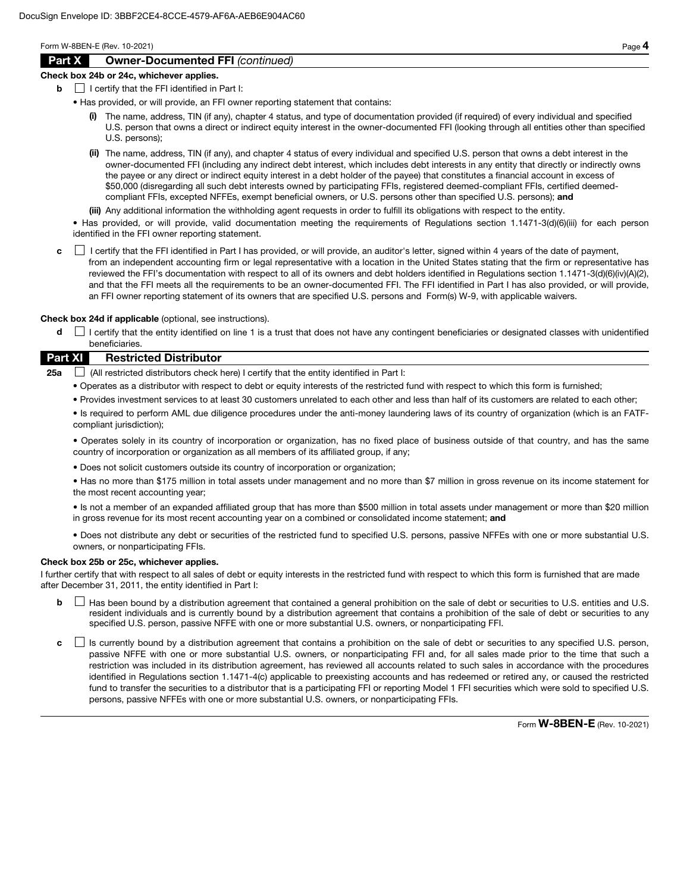## Part X Owner-Documented FFI *(continued)*

**Check box 24b or 24c, whichever applies.**

**b** ☐ I certify that the FFI identified in Part I:

- Has provided, or will provide, an FFI owner reporting statement that contains:
  - **(i)** The name, address, TIN (if any), chapter 4 status, and type of documentation provided (if required) of every individual and specified U.S. person that owns a direct or indirect equity interest in the owner-documented FFI (looking through all entities other than specified U.S. persons);
  - **(ii)** The name, address, TIN (if any), and chapter 4 status of every individual and specified U.S. person that owns a debt interest in the owner-documented FFI (including any indirect debt interest, which includes debt interests in any entity that directly or indirectly owns the payee or any direct or indirect equity interest in a debt holder of the payee) that constitutes a financial account in excess of $50,000 (disregarding all such debt interests owned by participating FFIs, registered deemed-compliant FFIs, certified deemed-compliant FFIs, excepted NFFEs, exempt beneficial owners, or U.S. persons other than specified U.S. persons); **and**
  - **(iii)** Any additional information the withholding agent requests in order to fulfill its obligations with respect to the entity.
- Has provided, or will provide, valid documentation meeting the requirements of Regulations section 1.1471-3(d)(6)(iii) for each person identified in the FFI owner reporting statement.

**c** ☐ I certify that the FFI identified in Part I has provided, or will provide, an auditor's letter, signed within 4 years of the date of payment, from an independent accounting firm or legal representative with a location in the United States stating that the firm or representative has reviewed the FFI's documentation with respect to all of its owners and debt holders identified in Regulations section 1.1471-3(d)(6)(iv)(A)(2), and that the FFI meets all the requirements to be an owner-documented FFI. The FFI identified in Part I has also provided, or will provide, an FFI owner reporting statement of its owners that are specified U.S. persons and Form(s) W-9, with applicable waivers.

**Check box 24d if applicable** (optional, see instructions).

**d** ☐ I certify that the entity identified on line 1 is a trust that does not have any contingent beneficiaries or designated classes with unidentified beneficiaries.

## Part XI Restricted Distributor

**25a** ☐ (All restricted distributors check here) I certify that the entity identified in Part I:

- Operates as a distributor with respect to debt or equity interests of the restricted fund with respect to which this form is furnished;
- Provides investment services to at least 30 customers unrelated to each other and less than half of its customers are related to each other;
- Is required to perform AML due diligence procedures under the anti-money laundering laws of its country of organization (which is an FATF-compliant jurisdiction);
- Operates solely in its country of incorporation or organization, has no fixed place of business outside of that country, and has the same country of incorporation or organization as all members of its affiliated group, if any;
- Does not solicit customers outside its country of incorporation or organization;
- Has no more than $175 million in total assets under management and no more than $7 million in gross revenue on its income statement for the most recent accounting year;
- Is not a member of an expanded affiliated group that has more than $500 million in total assets under management or more than $20 million in gross revenue for its most recent accounting year on a combined or consolidated income statement; **and**
- Does not distribute any debt or securities of the restricted fund to specified U.S. persons, passive NFFEs with one or more substantial U.S. owners, or nonparticipating FFIs.

**Check box 25b or 25c, whichever applies.**

I further certify that with respect to all sales of debt or equity interests in the restricted fund with respect to which this form is furnished that are made after December 31, 2011, the entity identified in Part I:

**b** ☐ Has been bound by a distribution agreement that contained a general prohibition on the sale of debt or securities to U.S. entities and U.S. resident individuals and is currently bound by a distribution agreement that contains a prohibition of the sale of debt or securities to any specified U.S. person, passive NFFE with one or more substantial U.S. owners, or nonparticipating FFI.

**c** ☐ Is currently bound by a distribution agreement that contains a prohibition on the sale of debt or securities to any specified U.S. person, passive NFFE with one or more substantial U.S. owners, or nonparticipating FFI and, for all sales made prior to the time that such a restriction was included in its distribution agreement, has reviewed all accounts related to such sales in accordance with the procedures identified in Regulations section 1.1471-4(c) applicable to preexisting accounts and has redeemed or retired any, or caused the restricted fund to transfer the securities to a distributor that is a participating FFI or reporting Model 1 FFI securities which were sold to specified U.S. persons, passive NFFEs with one or more substantial U.S. owners, or nonparticipating FFIs.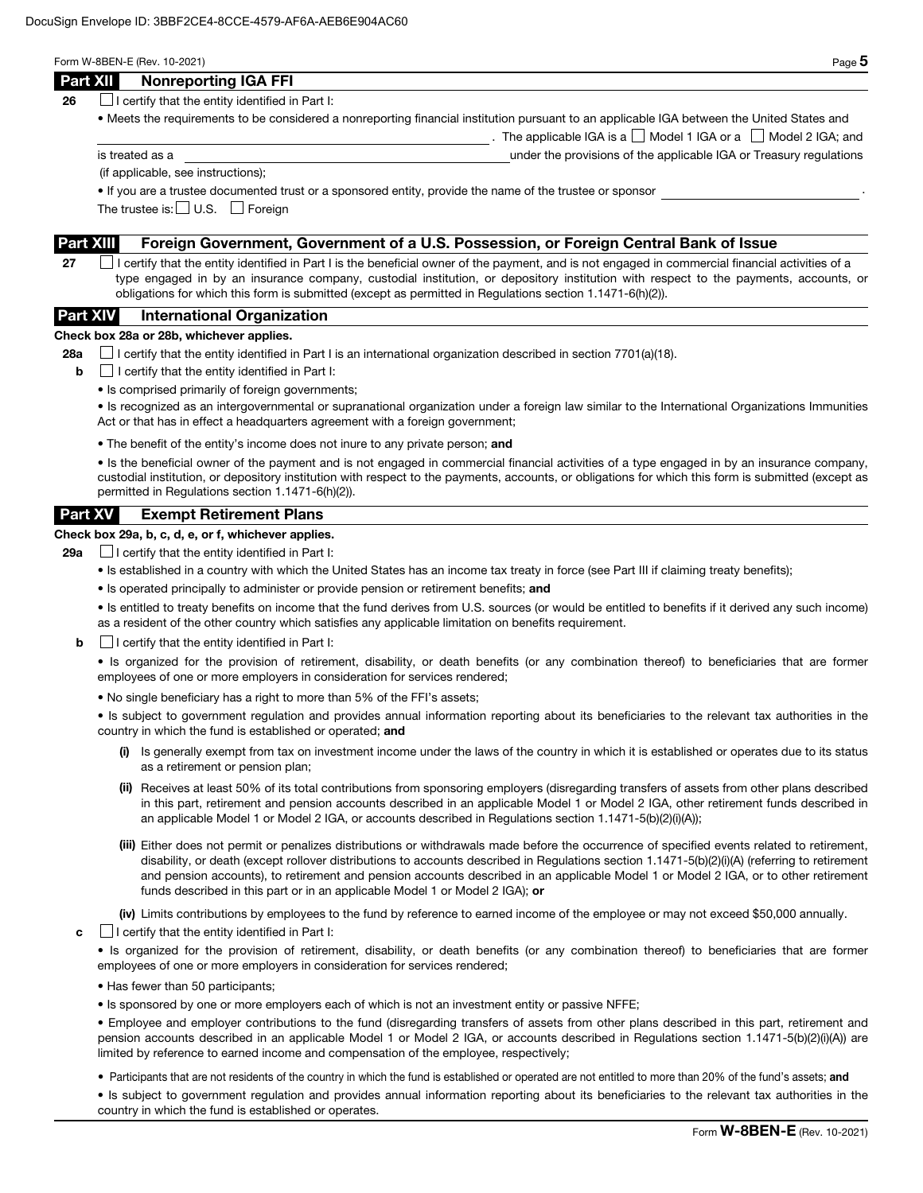DocuSign Envelope ID: 3BBF2CE4-8CCE-4579-AF6A-AEB6E904AC60

## Part XII Nonreporting IGA FFI

**26** ☐ I certify that the entity identified in Part I:

- Meets the requirements to be considered a nonreporting financial institution pursuant to an applicable IGA between the United States and \_\_\_\_\_\_\_\_\_\_\_\_\_\_\_\_\_\_\_\_. The applicable IGA is a ☐ Model 1 IGA or a ☐ Model 2 IGA; and is treated as a \_\_\_\_\_\_\_\_\_\_\_\_\_\_\_\_\_\_\_\_ under the provisions of the applicable IGA or Treasury regulations (if applicable, see instructions);
- If you are a trustee documented trust or a sponsored entity, provide the name of the trustee or sponsor \_\_\_\_\_\_\_\_\_\_\_\_\_\_\_\_\_\_\_\_.

The trustee is: ☐ U.S. ☐ Foreign

## Part XIII Foreign Government, Government of a U.S. Possession, or Foreign Central Bank of Issue

**27** ☐ I certify that the entity identified in Part I is the beneficial owner of the payment, and is not engaged in commercial financial activities of a type engaged in by an insurance company, custodial institution, or depository institution with respect to the payments, accounts, or obligations for which this form is submitted (except as permitted in Regulations section 1.1471-6(h)(2)).

## Part XIV International Organization

**Check box 28a or 28b, whichever applies.**

**28a** ☐ I certify that the entity identified in Part I is an international organization described in section 7701(a)(18).

**b** ☐ I certify that the entity identified in Part I:

- Is comprised primarily of foreign governments;
- Is recognized as an intergovernmental or supranational organization under a foreign law similar to the International Organizations Immunities Act or that has in effect a headquarters agreement with a foreign government;
- The benefit of the entity's income does not inure to any private person; **and**
- Is the beneficial owner of the payment and is not engaged in commercial financial activities of a type engaged in by an insurance company, custodial institution, or depository institution with respect to the payments, accounts, or obligations for which this form is submitted (except as permitted in Regulations section 1.1471-6(h)(2)).

## Part XV Exempt Retirement Plans

**Check box 29a, b, c, d, e, or f, whichever applies.**

**29a** ☐ I certify that the entity identified in Part I:

- Is established in a country with which the United States has an income tax treaty in force (see Part III if claiming treaty benefits);
- Is operated principally to administer or provide pension or retirement benefits; **and**
- Is entitled to treaty benefits on income that the fund derives from U.S. sources (or would be entitled to benefits if it derived any such income) as a resident of the other country which satisfies any applicable limitation on benefits requirement.

**b** ☐ I certify that the entity identified in Part I:

- Is organized for the provision of retirement, disability, or death benefits (or any combination thereof) to beneficiaries that are former employees of one or more employers in consideration for services rendered;
- No single beneficiary has a right to more than 5% of the FFI's assets;
- Is subject to government regulation and provides annual information reporting about its beneficiaries to the relevant tax authorities in the country in which the fund is established or operated; **and**

  **(i)** Is generally exempt from tax on investment income under the laws of the country in which it is established or operates due to its status as a retirement or pension plan;

  **(ii)** Receives at least 50% of its total contributions from sponsoring employers (disregarding transfers of assets from other plans described in this part, retirement and pension accounts described in an applicable Model 1 or Model 2 IGA, other retirement funds described in an applicable Model 1 or Model 2 IGA, or accounts described in Regulations section 1.1471-5(b)(2)(i)(A));

  **(iii)** Either does not permit or penalizes distributions or withdrawals made before the occurrence of specified events related to retirement, disability, or death (except rollover distributions to accounts described in Regulations section 1.1471-5(b)(2)(i)(A) (referring to retirement and pension accounts), to retirement and pension accounts described in an applicable Model 1 or Model 2 IGA, or to other retirement funds described in this part or in an applicable Model 1 or Model 2 IGA); **or**

  **(iv)** Limits contributions by employees to the fund by reference to earned income of the employee or may not exceed $50,000 annually.

**c** ☐ I certify that the entity identified in Part I:

- Is organized for the provision of retirement, disability, or death benefits (or any combination thereof) to beneficiaries that are former employees of one or more employers in consideration for services rendered;
- Has fewer than 50 participants;
- Is sponsored by one or more employers each of which is not an investment entity or passive NFFE;
- Employee and employer contributions to the fund (disregarding transfers of assets from other plans described in this part, retirement and pension accounts described in an applicable Model 1 or Model 2 IGA, or accounts described in Regulations section 1.1471-5(b)(2)(i)(A)) are limited by reference to earned income and compensation of the employee, respectively;
- Participants that are not residents of the country in which the fund is established or operated are not entitled to more than 20% of the fund's assets; **and**
- Is subject to government regulation and provides annual information reporting about its beneficiaries to the relevant tax authorities in the country in which the fund is established or operates.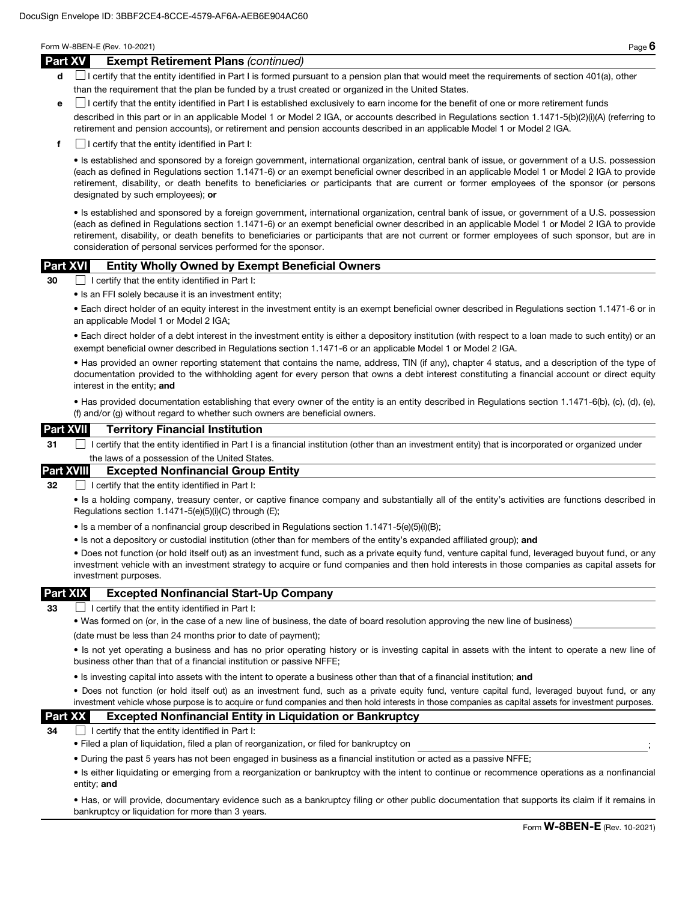## Part XV Exempt Retirement Plans *(continued)*

**d** ☐ I certify that the entity identified in Part I is formed pursuant to a pension plan that would meet the requirements of section 401(a), other than the requirement that the plan be funded by a trust created or organized in the United States.

**e** ☐ I certify that the entity identified in Part I is established exclusively to earn income for the benefit of one or more retirement funds described in this part or in an applicable Model 1 or Model 2 IGA, or accounts described in Regulations section 1.1471-5(b)(2)(i)(A) (referring to retirement and pension accounts), or retirement and pension accounts described in an applicable Model 1 or Model 2 IGA.

**f** ☐ I certify that the entity identified in Part I:

- Is established and sponsored by a foreign government, international organization, central bank of issue, or government of a U.S. possession (each as defined in Regulations section 1.1471-6) or an exempt beneficial owner described in an applicable Model 1 or Model 2 IGA to provide retirement, disability, or death benefits to beneficiaries or participants that are current or former employees of the sponsor (or persons designated by such employees); **or**

- Is established and sponsored by a foreign government, international organization, central bank of issue, or government of a U.S. possession (each as defined in Regulations section 1.1471-6) or an exempt beneficial owner described in an applicable Model 1 or Model 2 IGA to provide retirement, disability, or death benefits to beneficiaries or participants that are not current or former employees of such sponsor, but are in consideration of personal services performed for the sponsor.

## Part XVI Entity Wholly Owned by Exempt Beneficial Owners

**30** ☐ I certify that the entity identified in Part I:

- Is an FFI solely because it is an investment entity;
- Each direct holder of an equity interest in the investment entity is an exempt beneficial owner described in Regulations section 1.1471-6 or in an applicable Model 1 or Model 2 IGA;
- Each direct holder of a debt interest in the investment entity is either a depository institution (with respect to a loan made to such entity) or an exempt beneficial owner described in Regulations section 1.1471-6 or an applicable Model 1 or Model 2 IGA.
- Has provided an owner reporting statement that contains the name, address, TIN (if any), chapter 4 status, and a description of the type of documentation provided to the withholding agent for every person that owns a debt interest constituting a financial account or direct equity interest in the entity; **and**
- Has provided documentation establishing that every owner of the entity is an entity described in Regulations section 1.1471-6(b), (c), (d), (e), (f) and/or (g) without regard to whether such owners are beneficial owners.

## Part XVII Territory Financial Institution

**31** ☐ I certify that the entity identified in Part I is a financial institution (other than an investment entity) that is incorporated or organized under the laws of a possession of the United States.

## Part XVIII Excepted Nonfinancial Group Entity

**32** ☐ I certify that the entity identified in Part I:

- Is a holding company, treasury center, or captive finance company and substantially all of the entity's activities are functions described in Regulations section 1.1471-5(e)(5)(i)(C) through (E);
- Is a member of a nonfinancial group described in Regulations section 1.1471-5(e)(5)(i)(B);
- Is not a depository or custodial institution (other than for members of the entity's expanded affiliated group); **and**
- Does not function (or hold itself out) as an investment fund, such as a private equity fund, venture capital fund, leveraged buyout fund, or any investment vehicle with an investment strategy to acquire or fund companies and then hold interests in those companies as capital assets for investment purposes.

## Part XIX Excepted Nonfinancial Start-Up Company

**33** ☐ I certify that the entity identified in Part I:

- Was formed on (or, in the case of a new line of business, the date of board resolution approving the new line of business) ______________ (date must be less than 24 months prior to date of payment);
- Is not yet operating a business and has no prior operating history or is investing capital in assets with the intent to operate a new line of business other than that of a financial institution or passive NFFE;
- Is investing capital into assets with the intent to operate a business other than that of a financial institution; **and**
- Does not function (or hold itself out) as an investment fund, such as a private equity fund, venture capital fund, leveraged buyout fund, or any investment vehicle whose purpose is to acquire or fund companies and then hold interests in those companies as capital assets for investment purposes.

## Part XX Excepted Nonfinancial Entity in Liquidation or Bankruptcy

**34** ☐ I certify that the entity identified in Part I:

- Filed a plan of liquidation, filed a plan of reorganization, or filed for bankruptcy on ______________;
- During the past 5 years has not been engaged in business as a financial institution or acted as a passive NFFE;
- Is either liquidating or emerging from a reorganization or bankruptcy with the intent to continue or recommence operations as a nonfinancial entity; **and**
- Has, or will provide, documentary evidence such as a bankruptcy filing or other public documentation that supports its claim if it remains in bankruptcy or liquidation for more than 3 years.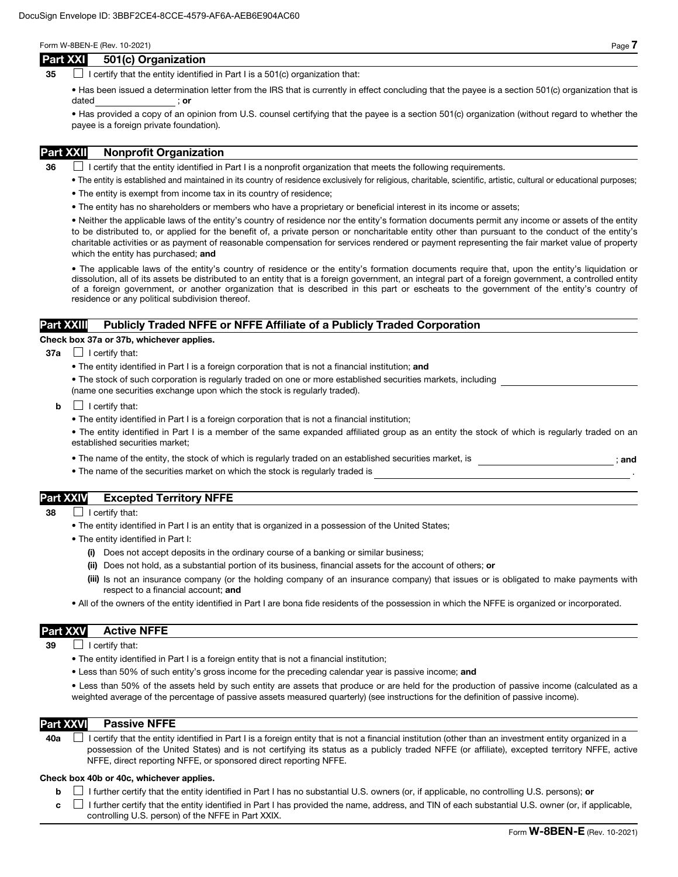## Part XXI 501(c) Organization

**35** ☐ I certify that the entity identified in Part I is a 501(c) organization that:

- Has been issued a determination letter from the IRS that is currently in effect concluding that the payee is a section 501(c) organization that is dated ________________ ; **or**
- Has provided a copy of an opinion from U.S. counsel certifying that the payee is a section 501(c) organization (without regard to whether the payee is a foreign private foundation).

## Part XXII Nonprofit Organization

**36** ☐ I certify that the entity identified in Part I is a nonprofit organization that meets the following requirements.

- The entity is established and maintained in its country of residence exclusively for religious, charitable, scientific, artistic, cultural or educational purposes;
- The entity is exempt from income tax in its country of residence;
- The entity has no shareholders or members who have a proprietary or beneficial interest in its income or assets;
- Neither the applicable laws of the entity's country of residence nor the entity's formation documents permit any income or assets of the entity to be distributed to, or applied for the benefit of, a private person or noncharitable entity other than pursuant to the conduct of the entity's charitable activities or as payment of reasonable compensation for services rendered or payment representing the fair market value of property which the entity has purchased; **and**
- The applicable laws of the entity's country of residence or the entity's formation documents require that, upon the entity's liquidation or dissolution, all of its assets be distributed to an entity that is a foreign government, an integral part of a foreign government, a controlled entity of a foreign government, or another organization that is described in this part or escheats to the government of the entity's country of residence or any political subdivision thereof.

## Part XXIII Publicly Traded NFFE or NFFE Affiliate of a Publicly Traded Corporation

**Check box 37a or 37b, whichever applies.**

**37a** ☐ I certify that:

- The entity identified in Part I is a foreign corporation that is not a financial institution; **and**
- The stock of such corporation is regularly traded on one or more established securities markets, including ________________ (name one securities exchange upon which the stock is regularly traded).

**b** ☐ I certify that:

- The entity identified in Part I is a foreign corporation that is not a financial institution;
- The entity identified in Part I is a member of the same expanded affiliated group as an entity the stock of which is regularly traded on an established securities market;
- The name of the entity, the stock of which is regularly traded on an established securities market, is ________________ ; **and**
- The name of the securities market on which the stock is regularly traded is ________________ .

## Part XXIV Excepted Territory NFFE

**38** ☐ I certify that:

- The entity identified in Part I is an entity that is organized in a possession of the United States;
- The entity identified in Part I:
  - **(i)** Does not accept deposits in the ordinary course of a banking or similar business;
  - **(ii)** Does not hold, as a substantial portion of its business, financial assets for the account of others; **or**
  - **(iii)** Is not an insurance company (or the holding company of an insurance company) that issues or is obligated to make payments with respect to a financial account; **and**
- All of the owners of the entity identified in Part I are bona fide residents of the possession in which the NFFE is organized or incorporated.

## Part XXV Active NFFE

**39** ☐ I certify that:

- The entity identified in Part I is a foreign entity that is not a financial institution;
- Less than 50% of such entity's gross income for the preceding calendar year is passive income; **and**
- Less than 50% of the assets held by such entity are assets that produce or are held for the production of passive income (calculated as a weighted average of the percentage of passive assets measured quarterly) (see instructions for the definition of passive income).

## Part XXVI Passive NFFE

**40a** ☐ I certify that the entity identified in Part I is a foreign entity that is not a financial institution (other than an investment entity organized in a possession of the United States) and is not certifying its status as a publicly traded NFFE (or affiliate), excepted territory NFFE, active NFFE, direct reporting NFFE, or sponsored direct reporting NFFE.

**Check box 40b or 40c, whichever applies.**

**b** ☐ I further certify that the entity identified in Part I has no substantial U.S. owners (or, if applicable, no controlling U.S. persons); **or**

**c** ☐ I further certify that the entity identified in Part I has provided the name, address, and TIN of each substantial U.S. owner (or, if applicable, controlling U.S. person) of the NFFE in Part XXIX.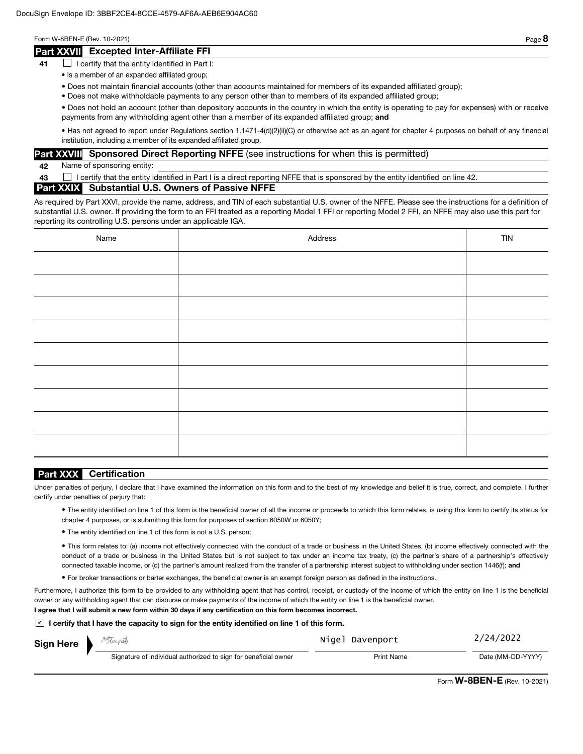DocuSign Envelope ID: 3BBF2CE4-8CCE-4579-AF6A-AEB6E904AC60

Form W-8BEN-E (Rev. 10-2021)

## Part XXVII Excepted Inter-Affiliate FFI

**41** ☐ I certify that the entity identified in Part I:

- Is a member of an expanded affiliated group;
- Does not maintain financial accounts (other than accounts maintained for members of its expanded affiliated group);
- Does not make withholdable payments to any person other than to members of its expanded affiliated group;
- Does not hold an account (other than depository accounts in the country in which the entity is operating to pay for expenses) with or receive payments from any withholding agent other than a member of its expanded affiliated group; **and**
- Has not agreed to report under Regulations section 1.1471-4(d)(2)(ii)(C) or otherwise act as an agent for chapter 4 purposes on behalf of any financial institution, including a member of its expanded affiliated group.

## Part XXVIII Sponsored Direct Reporting NFFE (see instructions for when this is permitted)

**42** Name of sponsoring entity:

**43** ☐ I certify that the entity identified in Part I is a direct reporting NFFE that is sponsored by the entity identified on line 42.

## Part XXIX Substantial U.S. Owners of Passive NFFE

As required by Part XXVI, provide the name, address, and TIN of each substantial U.S. owner of the NFFE. Please see the instructions for a definition of substantial U.S. owner. If providing the form to an FFI treated as a reporting Model 1 FFI or reporting Model 2 FFI, an NFFE may also use this part for reporting its controlling U.S. persons under an applicable IGA.

| Name | Address | TIN |
|---|---|---|
| | | |
| | | |
| | | |
| | | |
| | | |
| | | |
| | | |
| | | |
| | | |

## Part XXX Certification

Under penalties of perjury, I declare that I have examined the information on this form and to the best of my knowledge and belief it is true, correct, and complete. I further certify under penalties of perjury that:

- The entity identified on line 1 of this form is the beneficial owner of all the income or proceeds to which this form relates, is using this form to certify its status for chapter 4 purposes, or is submitting this form for purposes of section 6050W or 6050Y;
- The entity identified on line 1 of this form is not a U.S. person;
- This form relates to: (a) income not effectively connected with the conduct of a trade or business in the United States, (b) income effectively connected with the conduct of a trade or business in the United States but is not subject to tax under an income tax treaty, (c) the partner's share of a partnership's effectively connected taxable income, or (d) the partner's amount realized from the transfer of a partnership interest subject to withholding under section 1446(f); **and**
- For broker transactions or barter exchanges, the beneficial owner is an exempt foreign person as defined in the instructions.

Furthermore, I authorize this form to be provided to any withholding agent that has control, receipt, or custody of the income of which the entity on line 1 is the beneficial owner or any withholding agent that can disburse or make payments of the income of which the entity on line 1 is the beneficial owner.

**I agree that I will submit a new form within 30 days if any certification on this form becomes incorrect.**

☑ **I certify that I have the capacity to sign for the entity identified on line 1 of this form.**

**Sign Here**

| [Signature] | Nigel Davenport | 2/24/2022 |
|---|---|---|
| Signature of individual authorized to sign for beneficial owner | Print Name | Date (MM-DD-YYYY) |

Form **W-8BEN-E** (Rev. 10-2021)